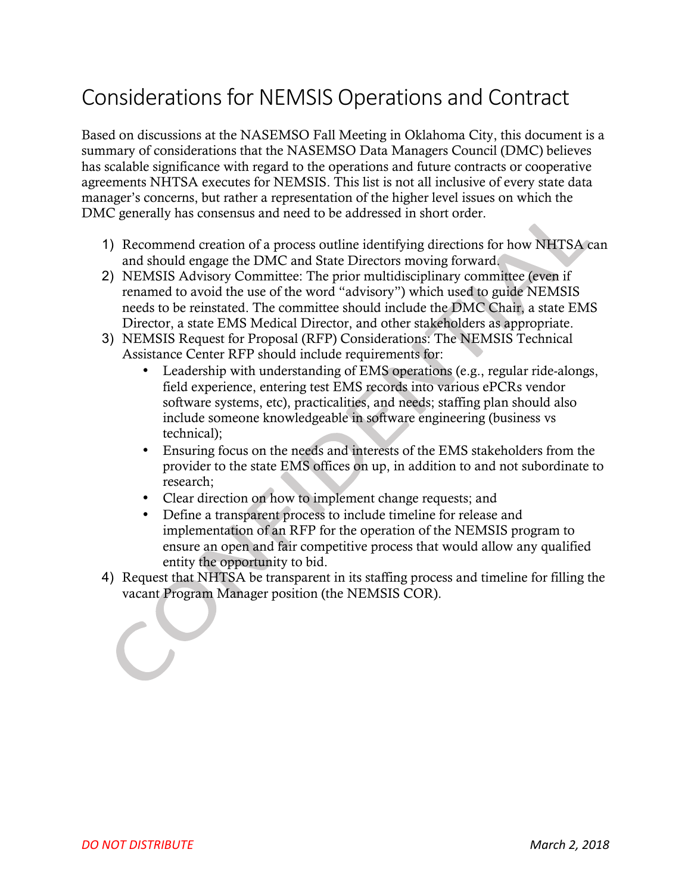# Considerations for NEMSIS Operations and Contract

Based on discussions at the NASEMSO Fall Meeting in Oklahoma City, this document is a summary of considerations that the NASEMSO Data Managers Council (DMC) believes has scalable significance with regard to the operations and future contracts or cooperative agreements NHTSA executes for NEMSIS. This list is not all inclusive of every state data manager's concerns, but rather a representation of the higher level issues on which the DMC generally has consensus and need to be addressed in short order.

1) Recommend creation of a process outline identifying directions for how NHTSA can and should engage the DMC and State Directors moving forward.
2) NEMSIS Advisory Committee: The prior multidisciplinary committee (even if renamed to avoid the use of the word "advisory") which used to guide NEMSIS needs to be reinstated. The committee should include the DMC Chair, a state EMS Director, a state EMS Medical Director, and other stakeholders as appropriate.
3) NEMSIS Request for Proposal (RFP) Considerations: The NEMSIS Technical Assistance Center RFP should include requirements for:
   - Leadership with understanding of EMS operations (e.g., regular ride-alongs, field experience, entering test EMS records into various ePCRs vendor software systems, etc), practicalities, and needs; staffing plan should also include someone knowledgeable in software engineering (business vs technical);
   - Ensuring focus on the needs and interests of the EMS stakeholders from the provider to the state EMS offices on up, in addition to and not subordinate to research;
   - Clear direction on how to implement change requests; and
   - Define a transparent process to include timeline for release and implementation of an RFP for the operation of the NEMSIS program to ensure an open and fair competitive process that would allow any qualified entity the opportunity to bid.
4) Request that NHTSA be transparent in its staffing process and timeline for filling the vacant Program Manager position (the NEMSIS COR).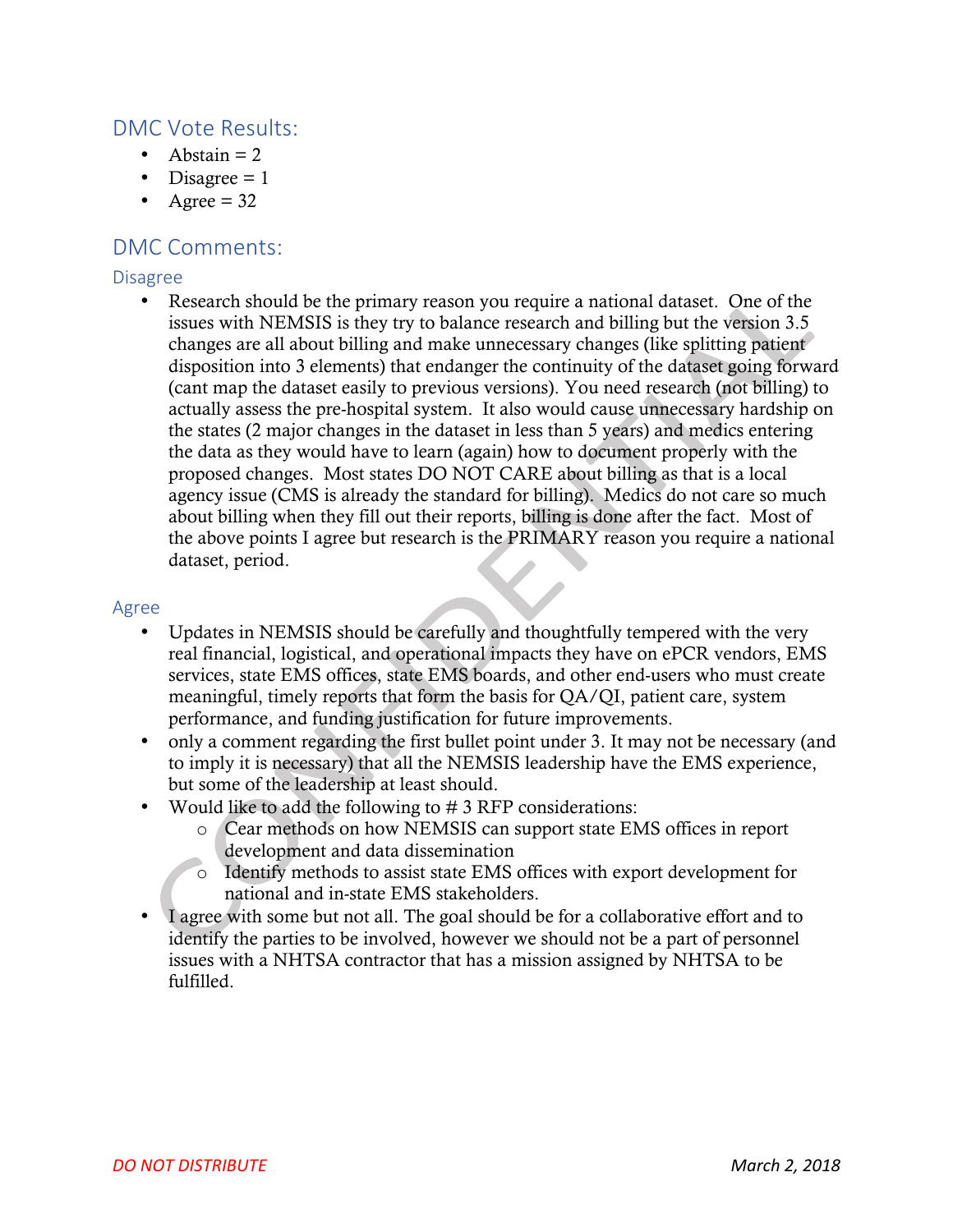## DMC Vote Results:

- Abstain = 2
- Disagree = 1
- Agree = 32

## DMC Comments:

### Disagree

- Research should be the primary reason you require a national dataset. One of the issues with NEMSIS is they try to balance research and billing but the version 3.5 changes are all about billing and make unnecessary changes (like splitting patient disposition into 3 elements) that endanger the continuity of the dataset going forward (cant map the dataset easily to previous versions). You need research (not billing) to actually assess the pre-hospital system. It also would cause unnecessary hardship on the states (2 major changes in the dataset in less than 5 years) and medics entering the data as they would have to learn (again) how to document properly with the proposed changes. Most states DO NOT CARE about billing as that is a local agency issue (CMS is already the standard for billing). Medics do not care so much about billing when they fill out their reports, billing is done after the fact. Most of the above points I agree but research is the PRIMARY reason you require a national dataset, period.

### Agree

- Updates in NEMSIS should be carefully and thoughtfully tempered with the very real financial, logistical, and operational impacts they have on ePCR vendors, EMS services, state EMS offices, state EMS boards, and other end-users who must create meaningful, timely reports that form the basis for QA/QI, patient care, system performance, and funding justification for future improvements.
- only a comment regarding the first bullet point under 3. It may not be necessary (and to imply it is necessary) that all the NEMSIS leadership have the EMS experience, but some of the leadership at least should.
- Would like to add the following to # 3 RFP considerations:
  - Cear methods on how NEMSIS can support state EMS offices in report development and data dissemination
  - Identify methods to assist state EMS offices with export development for national and in-state EMS stakeholders.
- I agree with some but not all. The goal should be for a collaborative effort and to identify the parties to be involved, however we should not be a part of personnel issues with a NHTSA contractor that has a mission assigned by NHTSA to be fulfilled.

*DO NOT DISTRIBUTE* *March 2, 2018*